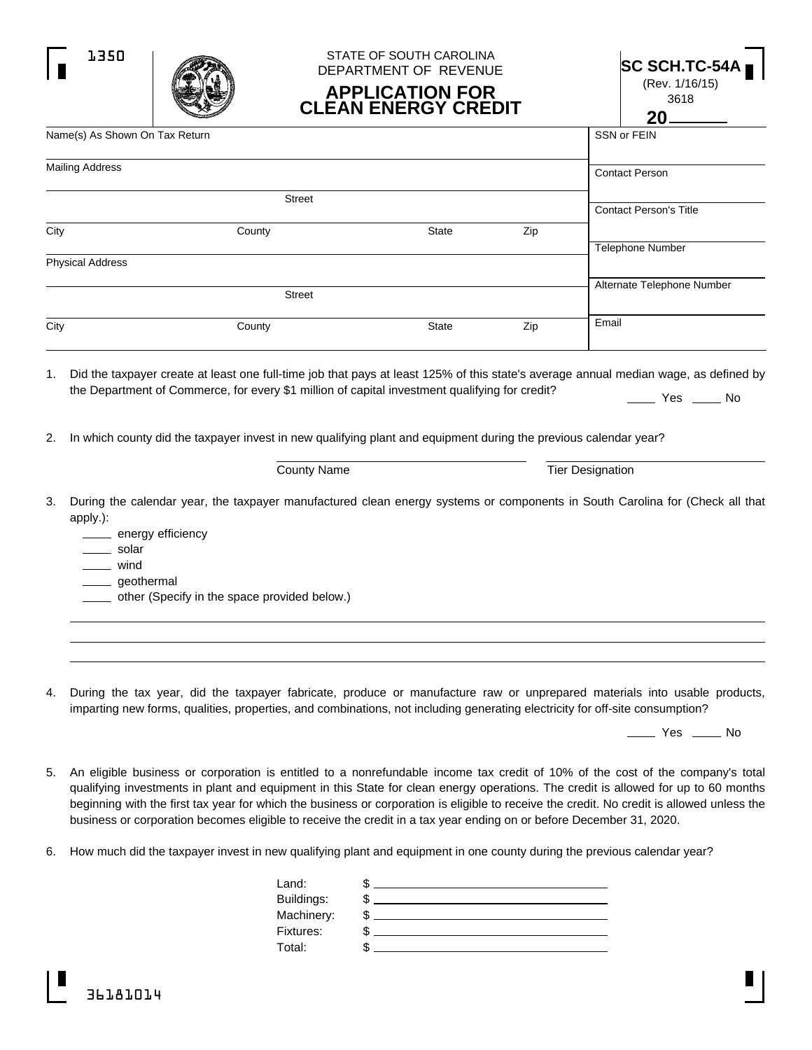1350

STATE OF SOUTH CAROLINA
DEPARTMENT OF REVENUE

# APPLICATION FOR CLEAN ENERGY CREDIT

**SC SCH.TC-54A**
(Rev. 1/16/15)
3618

**20** ______

| Name(s) As Shown On Tax Return | SSN or FEIN |
|---|---|
| Mailing Address | Contact Person |
| Street | Contact Person's Title |
| City / County / State / Zip | Telephone Number |
| Physical Address | Alternate Telephone Number |
| Street | Email |
| City / County / State / Zip | |

1. Did the taxpayer create at least one full-time job that pays at least 125% of this state's average annual median wage, as defined by the Department of Commerce, for every $1 million of capital investment qualifying for credit?

   ____ Yes ____ No

2. In which county did the taxpayer invest in new qualifying plant and equipment during the previous calendar year?

   ______________________ County Name ______________________ Tier Designation

3. During the calendar year, the taxpayer manufactured clean energy systems or components in South Carolina for (Check all that apply.):
   - ____ energy efficiency
   - ____ solar
   - ____ wind
   - ____ geothermal
   - ____ other (Specify in the space provided below.)

   ______________________________________________

   ______________________________________________

   ______________________________________________

4. During the tax year, did the taxpayer fabricate, produce or manufacture raw or unprepared materials into usable products, imparting new forms, qualities, properties, and combinations, not including generating electricity for off-site consumption?

   ____ Yes ____ No

5. An eligible business or corporation is entitled to a nonrefundable income tax credit of 10% of the cost of the company's total qualifying investments in plant and equipment in this State for clean energy operations. The credit is allowed for up to 60 months beginning with the first tax year for which the business or corporation is eligible to receive the credit. No credit is allowed unless the business or corporation becomes eligible to receive the credit in a tax year ending on or before December 31, 2020.

6. How much did the taxpayer invest in new qualifying plant and equipment in one county during the previous calendar year?

| | |
|---|---|
| Land: | $ ______________ |
| Buildings: | $ ______________ |
| Machinery: | $ ______________ |
| Fixtures: | $ ______________ |
| Total: | $ ______________ |

36181014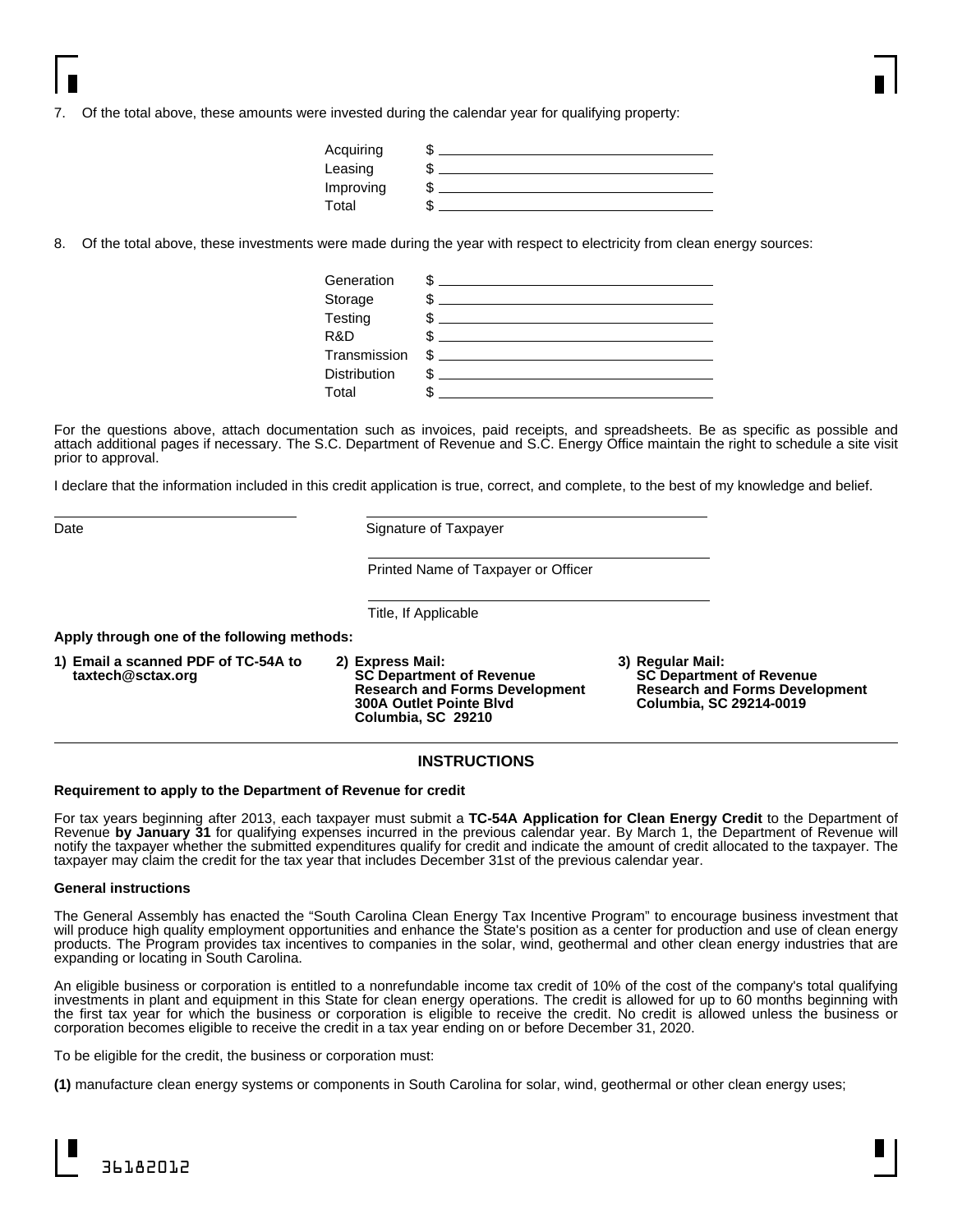7. Of the total above, these amounts were invested during the calendar year for qualifying property:

| | |
|---|---|
| Acquiring | $ ______________ |
| Leasing | $ ______________ |
| Improving | $ ______________ |
| Total | $ ______________ |

8. Of the total above, these investments were made during the year with respect to electricity from clean energy sources:

| | |
|---|---|
| Generation | $ ______________ |
| Storage | $ ______________ |
| Testing | $ ______________ |
| R&D | $ ______________ |
| Transmission | $ ______________ |
| Distribution | $ ______________ |
| Total | $ ______________ |

For the questions above, attach documentation such as invoices, paid receipts, and spreadsheets. Be as specific as possible and attach additional pages if necessary. The S.C. Department of Revenue and S.C. Energy Office maintain the right to schedule a site visit prior to approval.

I declare that the information included in this credit application is true, correct, and complete, to the best of my knowledge and belief.

______________ Date

______________ Signature of Taxpayer

______________ Printed Name of Taxpayer or Officer

______________ Title, If Applicable

**Apply through one of the following methods:**

**1) Email a scanned PDF of TC-54A to taxtech@sctax.org**

**2) Express Mail:**
**SC Department of Revenue**
**Research and Forms Development**
**300A Outlet Pointe Blvd**
**Columbia, SC 29210**

**3) Regular Mail:**
**SC Department of Revenue**
**Research and Forms Development**
**Columbia, SC 29214-0019**

## INSTRUCTIONS

**Requirement to apply to the Department of Revenue for credit**

For tax years beginning after 2013, each taxpayer must submit a **TC-54A Application for Clean Energy Credit** to the Department of Revenue **by January 31** for qualifying expenses incurred in the previous calendar year. By March 1, the Department of Revenue will notify the taxpayer whether the submitted expenditures qualify for credit and indicate the amount of credit allocated to the taxpayer. The taxpayer may claim the credit for the tax year that includes December 31st of the previous calendar year.

**General instructions**

The General Assembly has enacted the "South Carolina Clean Energy Tax Incentive Program" to encourage business investment that will produce high quality employment opportunities and enhance the State's position as a center for production and use of clean energy products. The Program provides tax incentives to companies in the solar, wind, geothermal and other clean energy industries that are expanding or locating in South Carolina.

An eligible business or corporation is entitled to a nonrefundable income tax credit of 10% of the cost of the company's total qualifying investments in plant and equipment in this State for clean energy operations. The credit is allowed for up to 60 months beginning with the first tax year for which the business or corporation is eligible to receive the credit. No credit is allowed unless the business or corporation becomes eligible to receive the credit in a tax year ending on or before December 31, 2020.

To be eligible for the credit, the business or corporation must:

**(1)** manufacture clean energy systems or components in South Carolina for solar, wind, geothermal or other clean energy uses;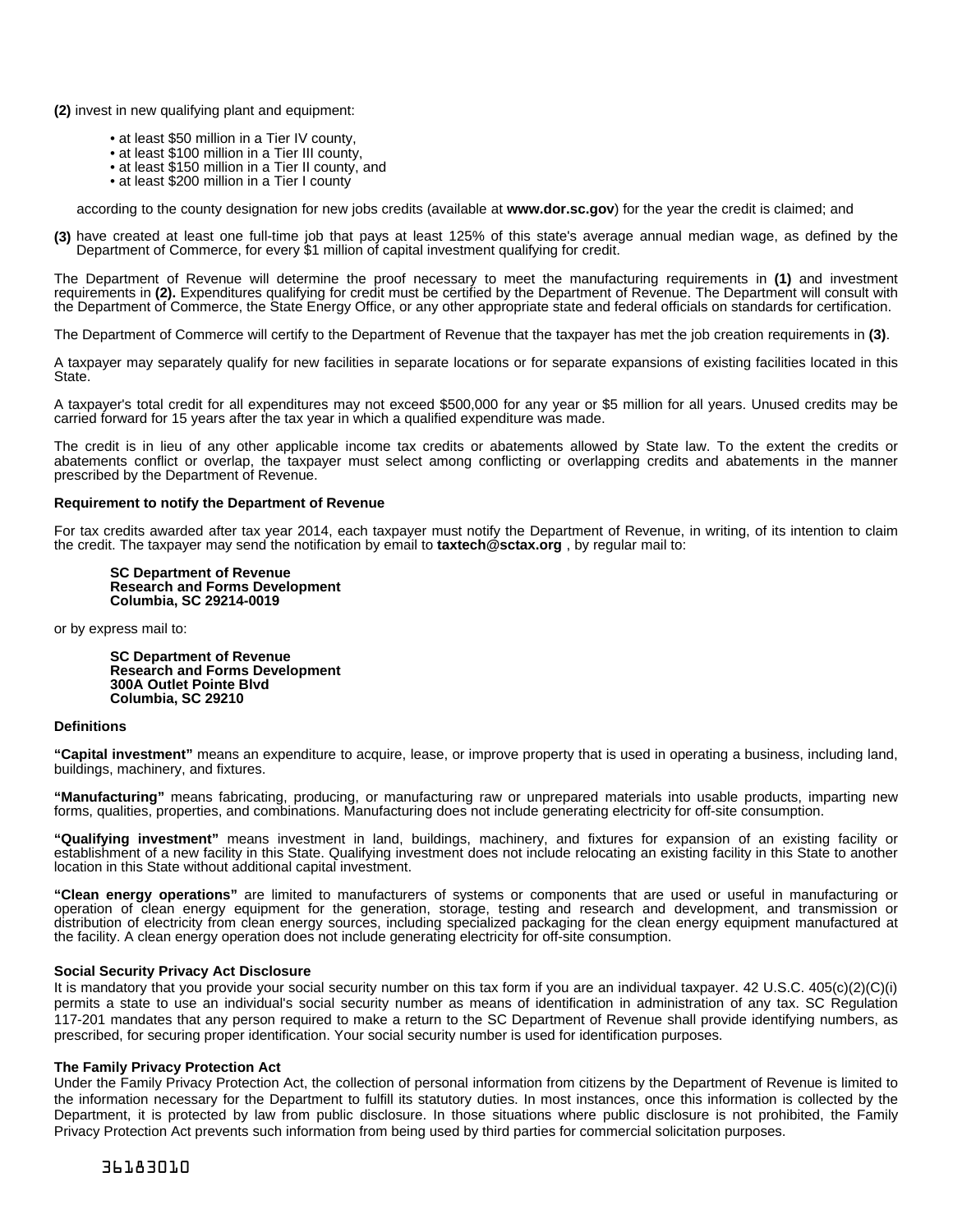**(2)** invest in new qualifying plant and equipment:

- at least $50 million in a Tier IV county,
- at least $100 million in a Tier III county,
- at least $150 million in a Tier II county, and
- at least $200 million in a Tier I county

according to the county designation for new jobs credits (available at **www.dor.sc.gov**) for the year the credit is claimed; and

**(3)** have created at least one full-time job that pays at least 125% of this state's average annual median wage, as defined by the Department of Commerce, for every $1 million of capital investment qualifying for credit.

The Department of Revenue will determine the proof necessary to meet the manufacturing requirements in **(1)** and investment requirements in **(2).** Expenditures qualifying for credit must be certified by the Department of Revenue. The Department will consult with the Department of Commerce, the State Energy Office, or any other appropriate state and federal officials on standards for certification.

The Department of Commerce will certify to the Department of Revenue that the taxpayer has met the job creation requirements in **(3)**.

A taxpayer may separately qualify for new facilities in separate locations or for separate expansions of existing facilities located in this State.

A taxpayer's total credit for all expenditures may not exceed $500,000 for any year or $5 million for all years. Unused credits may be carried forward for 15 years after the tax year in which a qualified expenditure was made.

The credit is in lieu of any other applicable income tax credits or abatements allowed by State law. To the extent the credits or abatements conflict or overlap, the taxpayer must select among conflicting or overlapping credits and abatements in the manner prescribed by the Department of Revenue.

**Requirement to notify the Department of Revenue**

For tax credits awarded after tax year 2014, each taxpayer must notify the Department of Revenue, in writing, of its intention to claim the credit. The taxpayer may send the notification by email to **taxtech@sctax.org** , by regular mail to:

**SC Department of Revenue**
**Research and Forms Development**
**Columbia, SC 29214-0019**

or by express mail to:

**SC Department of Revenue**
**Research and Forms Development**
**300A Outlet Pointe Blvd**
**Columbia, SC 29210**

**Definitions**

**"Capital investment"** means an expenditure to acquire, lease, or improve property that is used in operating a business, including land, buildings, machinery, and fixtures.

**"Manufacturing"** means fabricating, producing, or manufacturing raw or unprepared materials into usable products, imparting new forms, qualities, properties, and combinations. Manufacturing does not include generating electricity for off-site consumption.

**"Qualifying investment"** means investment in land, buildings, machinery, and fixtures for expansion of an existing facility or establishment of a new facility in this State. Qualifying investment does not include relocating an existing facility in this State to another location in this State without additional capital investment.

**"Clean energy operations"** are limited to manufacturers of systems or components that are used or useful in manufacturing or operation of clean energy equipment for the generation, storage, testing and research and development, and transmission or distribution of electricity from clean energy sources, including specialized packaging for the clean energy equipment manufactured at the facility. A clean energy operation does not include generating electricity for off-site consumption.

**Social Security Privacy Act Disclosure**

It is mandatory that you provide your social security number on this tax form if you are an individual taxpayer. 42 U.S.C. 405(c)(2)(C)(i) permits a state to use an individual's social security number as means of identification in administration of any tax. SC Regulation 117-201 mandates that any person required to make a return to the SC Department of Revenue shall provide identifying numbers, as prescribed, for securing proper identification. Your social security number is used for identification purposes.

**The Family Privacy Protection Act**

Under the Family Privacy Protection Act, the collection of personal information from citizens by the Department of Revenue is limited to the information necessary for the Department to fulfill its statutory duties. In most instances, once this information is collected by the Department, it is protected by law from public disclosure. In those situations where public disclosure is not prohibited, the Family Privacy Protection Act prevents such information from being used by third parties for commercial solicitation purposes.

36183010